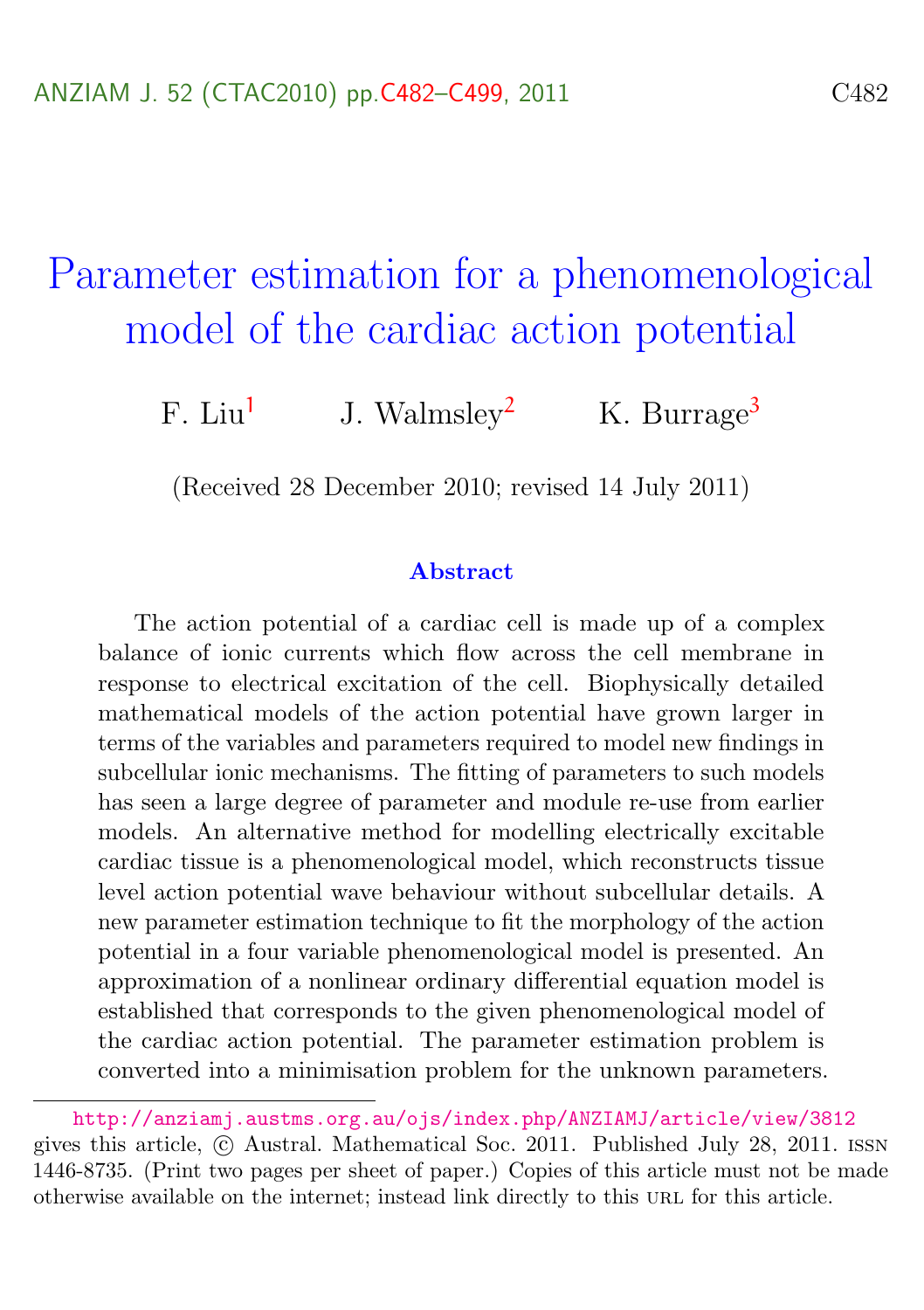# Parameter estimation for a phenomenological model of the cardiac action potential

F. Liu[1] J. Walmsley[2] K. Burrage[3]

(Received 28 December 2010; revised 14 July 2011)

### Abstract

The action potential of a cardiac cell is made up of a complex balance of ionic currents which flow across the cell membrane in response to electrical excitation of the cell. Biophysically detailed mathematical models of the action potential have grown larger in terms of the variables and parameters required to model new findings in subcellular ionic mechanisms. The fitting of parameters to such models has seen a large degree of parameter and module re-use from earlier models. An alternative method for modelling electrically excitable cardiac tissue is a phenomenological model, which reconstructs tissue level action potential wave behaviour without subcellular details. A new parameter estimation technique to fit the morphology of the action potential in a four variable phenomenological model is presented. An approximation of a nonlinear ordinary differential equation model is established that corresponds to the given phenomenological model of the cardiac action potential. The parameter estimation problem is converted into a minimisation problem for the unknown parameters.

---

http://anziamj.austms.org.au/ojs/index.php/ANZIAMJ/article/view/3812 gives this article, © Austral. Mathematical Soc. 2011. Published July 28, 2011. ISSN 1446-8735. (Print two pages per sheet of paper.) Copies of this article must not be made otherwise available on the internet; instead link directly to this URL for this article.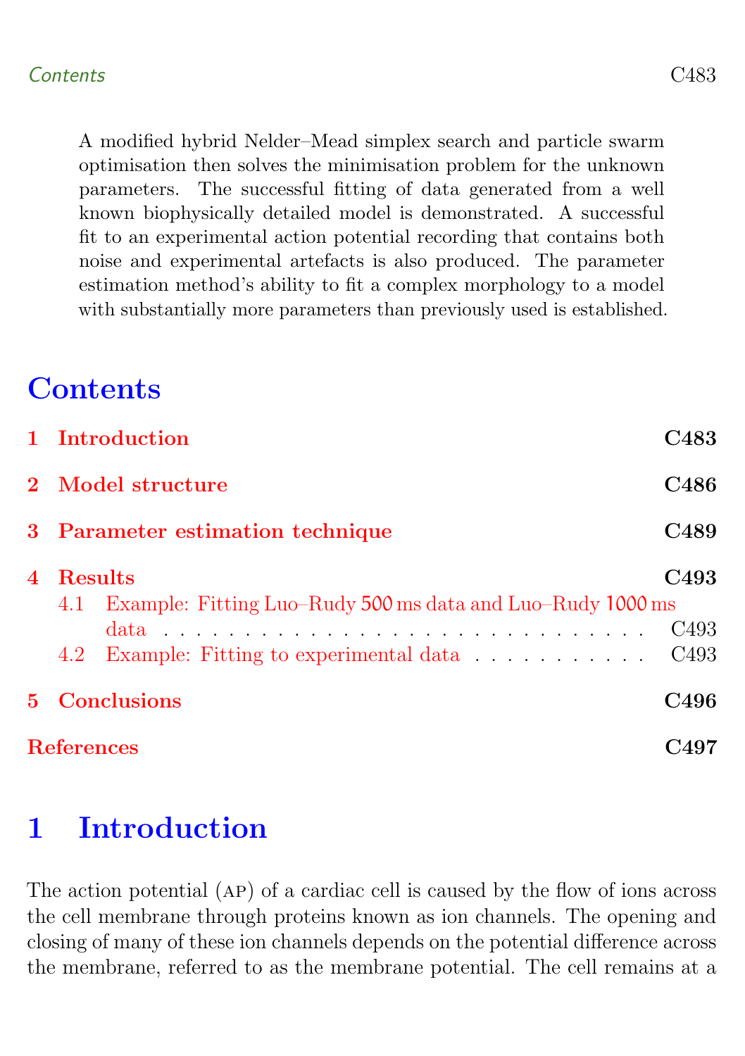A modified hybrid Nelder–Mead simplex search and particle swarm optimisation then solves the minimisation problem for the unknown parameters. The successful fitting of data generated from a well known biophysically detailed model is demonstrated. A successful fit to an experimental action potential recording that contains both noise and experimental artefacts is also produced. The parameter estimation method's ability to fit a complex morphology to a model with substantially more parameters than previously used is established.

# Contents

1 Introduction — C483

2 Model structure — C486

3 Parameter estimation technique — C489

4 Results — C493
- 4.1 Example: Fitting Luo–Rudy 500 ms data and Luo–Rudy 1000 ms data — C493
- 4.2 Example: Fitting to experimental data — C493

5 Conclusions — C496

References — C497

# 1 Introduction

The action potential (AP) of a cardiac cell is caused by the flow of ions across the cell membrane through proteins known as ion channels. The opening and closing of many of these ion channels depends on the potential difference across the membrane, referred to as the membrane potential. The cell remains at a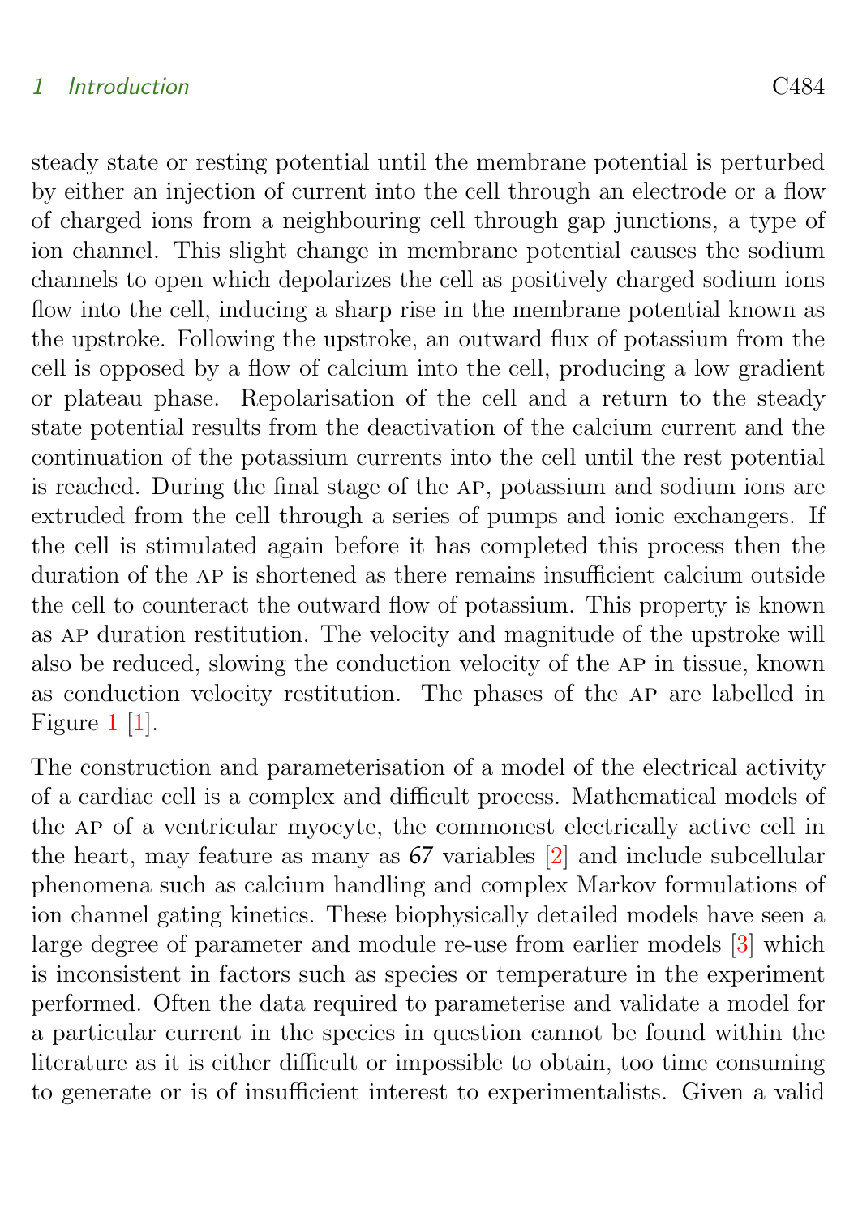steady state or resting potential until the membrane potential is perturbed by either an injection of current into the cell through an electrode or a flow of charged ions from a neighbouring cell through gap junctions, a type of ion channel. This slight change in membrane potential causes the sodium channels to open which depolarizes the cell as positively charged sodium ions flow into the cell, inducing a sharp rise in the membrane potential known as the upstroke. Following the upstroke, an outward flux of potassium from the cell is opposed by a flow of calcium into the cell, producing a low gradient or plateau phase. Repolarisation of the cell and a return to the steady state potential results from the deactivation of the calcium current and the continuation of the potassium currents into the cell until the rest potential is reached. During the final stage of the AP, potassium and sodium ions are extruded from the cell through a series of pumps and ionic exchangers. If the cell is stimulated again before it has completed this process then the duration of the AP is shortened as there remains insufficient calcium outside the cell to counteract the outward flow of potassium. This property is known as AP duration restitution. The velocity and magnitude of the upstroke will also be reduced, slowing the conduction velocity of the AP in tissue, known as conduction velocity restitution. The phases of the AP are labelled in Figure 1 [1].

The construction and parameterisation of a model of the electrical activity of a cardiac cell is a complex and difficult process. Mathematical models of the AP of a ventricular myocyte, the commonest electrically active cell in the heart, may feature as many as 67 variables [2] and include subcellular phenomena such as calcium handling and complex Markov formulations of ion channel gating kinetics. These biophysically detailed models have seen a large degree of parameter and module re-use from earlier models [3] which is inconsistent in factors such as species or temperature in the experiment performed. Often the data required to parameterise and validate a model for a particular current in the species in question cannot be found within the literature as it is either difficult or impossible to obtain, too time consuming to generate or is of insufficient interest to experimentalists. Given a valid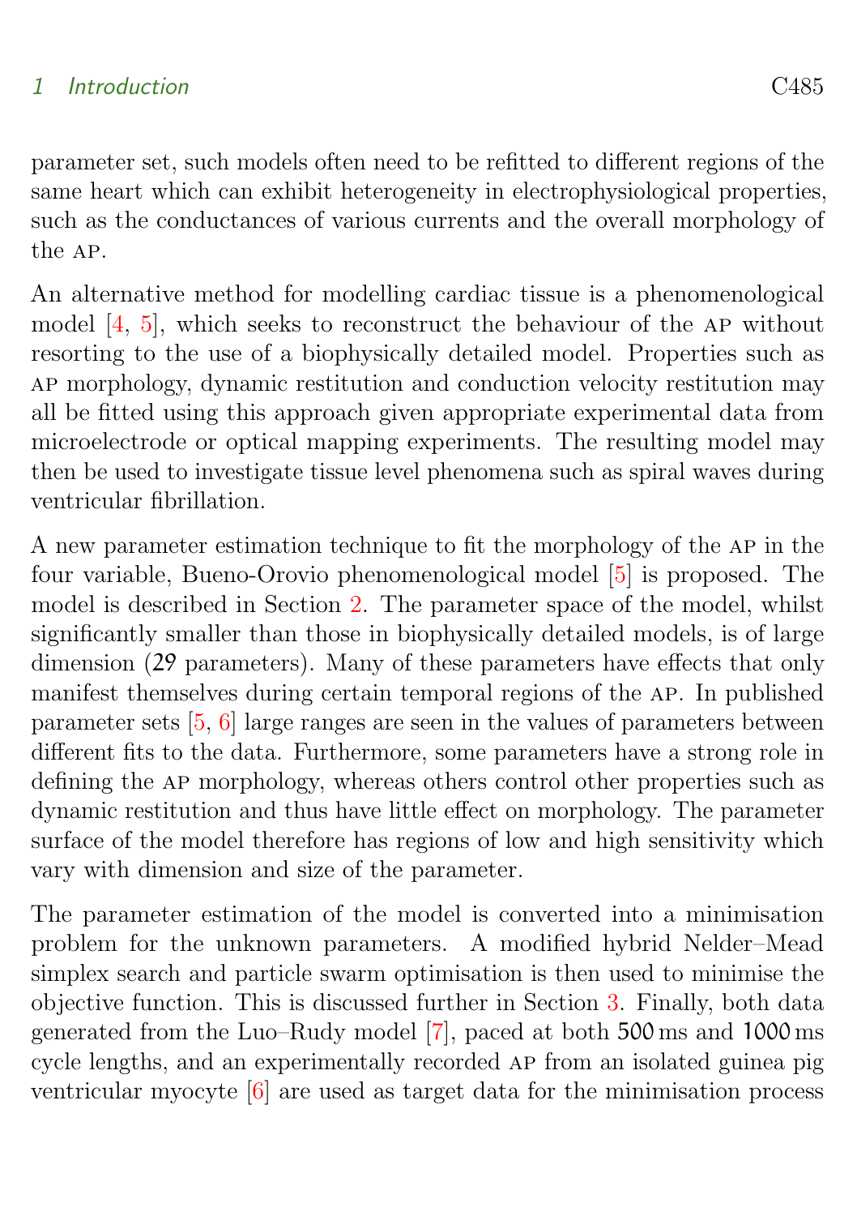parameter set, such models often need to be refitted to different regions of the same heart which can exhibit heterogeneity in electrophysiological properties, such as the conductances of various currents and the overall morphology of the AP.

An alternative method for modelling cardiac tissue is a phenomenological model [4, 5], which seeks to reconstruct the behaviour of the AP without resorting to the use of a biophysically detailed model. Properties such as AP morphology, dynamic restitution and conduction velocity restitution may all be fitted using this approach given appropriate experimental data from microelectrode or optical mapping experiments. The resulting model may then be used to investigate tissue level phenomena such as spiral waves during ventricular fibrillation.

A new parameter estimation technique to fit the morphology of the AP in the four variable, Bueno-Orovio phenomenological model [5] is proposed. The model is described in Section 2. The parameter space of the model, whilst significantly smaller than those in biophysically detailed models, is of large dimension (29 parameters). Many of these parameters have effects that only manifest themselves during certain temporal regions of the AP. In published parameter sets [5, 6] large ranges are seen in the values of parameters between different fits to the data. Furthermore, some parameters have a strong role in defining the AP morphology, whereas others control other properties such as dynamic restitution and thus have little effect on morphology. The parameter surface of the model therefore has regions of low and high sensitivity which vary with dimension and size of the parameter.

The parameter estimation of the model is converted into a minimisation problem for the unknown parameters. A modified hybrid Nelder–Mead simplex search and particle swarm optimisation is then used to minimise the objective function. This is discussed further in Section 3. Finally, both data generated from the Luo–Rudy model [7], paced at both 500 ms and 1000 ms cycle lengths, and an experimentally recorded AP from an isolated guinea pig ventricular myocyte [6] are used as target data for the minimisation process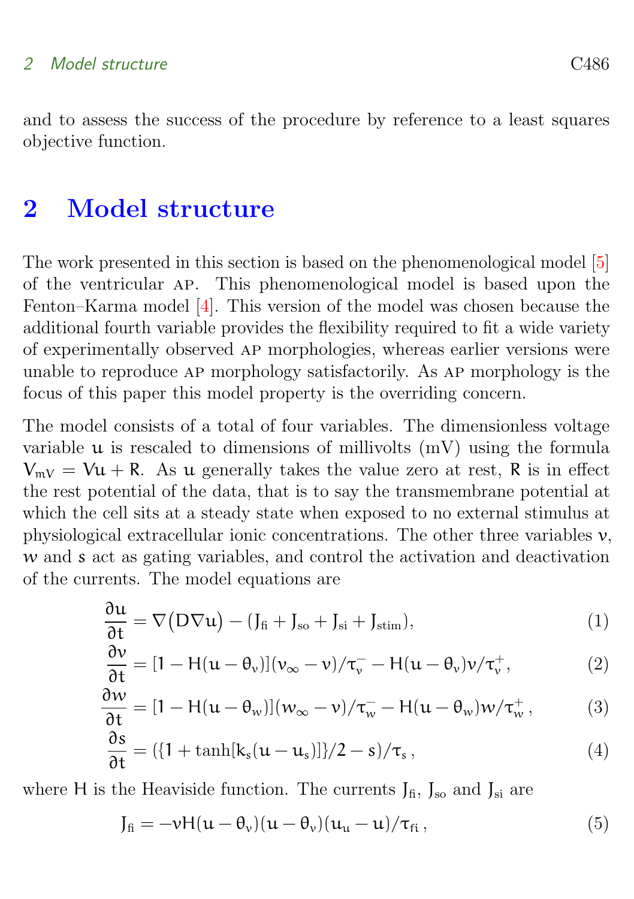and to assess the success of the procedure by reference to a least squares objective function.

## 2 Model structure

The work presented in this section is based on the phenomenological model [5] of the ventricular AP. This phenomenological model is based upon the Fenton–Karma model [4]. This version of the model was chosen because the additional fourth variable provides the flexibility required to fit a wide variety of experimentally observed AP morphologies, whereas earlier versions were unable to reproduce AP morphology satisfactorily. As AP morphology is the focus of this paper this model property is the overriding concern.

The model consists of a total of four variables. The dimensionless voltage variable $u$ is rescaled to dimensions of millivolts (mV) using the formula $V_{mV} = Vu + R$. As $u$ generally takes the value zero at rest, $R$ is in effect the rest potential of the data, that is to say the transmembrane potential at which the cell sits at a steady state when exposed to no external stimulus at physiological extracellular ionic concentrations. The other three variables $v$, $w$ and $s$ act as gating variables, and control the activation and deactivation of the currents. The model equations are

$$\frac{\partial u}{\partial t} = \nabla\big(D\nabla u\big) - (J_{fi} + J_{so} + J_{si} + J_{stim}), \tag{1}$$

$$\frac{\partial v}{\partial t} = [1 - H(u-\theta_v)](v_\infty - v)/\tau_v^- - H(u-\theta_v)v/\tau_v^+, \tag{2}$$

$$\frac{\partial w}{\partial t} = [1 - H(u-\theta_w)](w_\infty - v)/\tau_w^- - H(u-\theta_w)w/\tau_w^+, \tag{3}$$

$$\frac{\partial s}{\partial t} = (\{1 + \tanh[k_s(u-u_s)]\}/2 - s)/\tau_s, \tag{4}$$

where $H$ is the Heaviside function. The currents $J_{fi}$, $J_{so}$ and $J_{si}$ are

$$J_{fi} = -vH(u-\theta_v)(u-\theta_v)(u_u - u)/\tau_{fi}, \tag{5}$$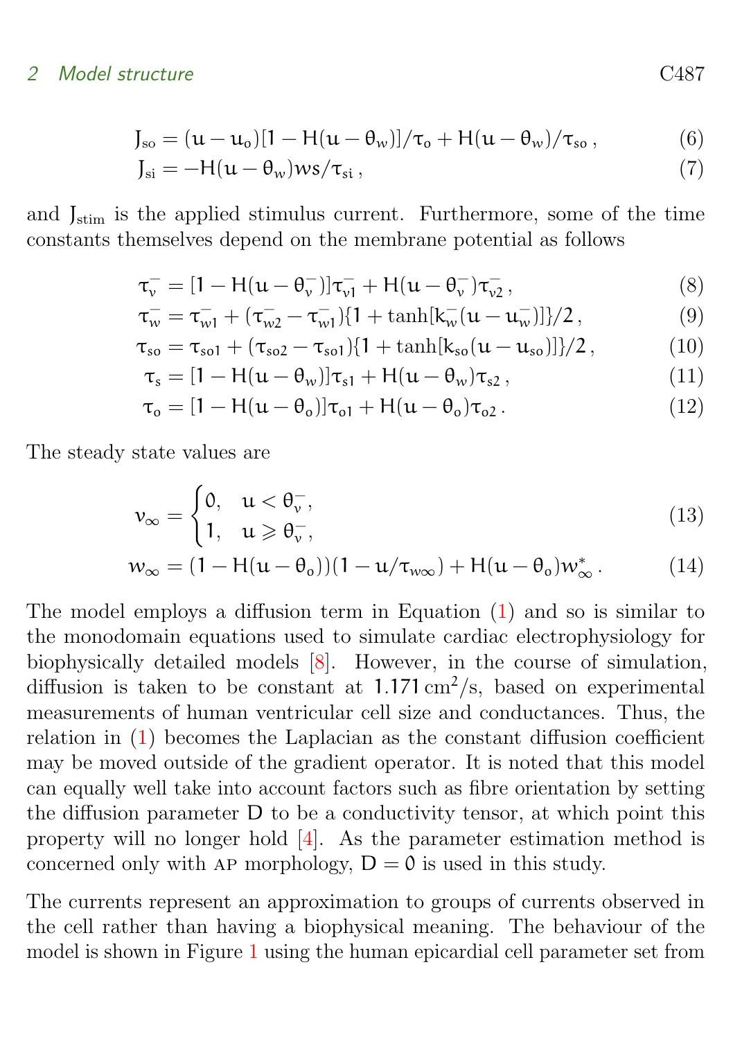$$J_{so} = (u - u_o)[1 - H(u - \theta_w)]/\tau_o + H(u - \theta_w)/\tau_{so}\,, \tag{6}$$

$$J_{si} = -H(u - \theta_w) w s/\tau_{si}\,, \tag{7}$$

and $J_{stim}$ is the applied stimulus current. Furthermore, some of the time constants themselves depend on the membrane potential as follows

$$\tau_v^- = [1 - H(u - \theta_v^-)]\tau_{v1}^- + H(u - \theta_v^-)\tau_{v2}^-\,, \tag{8}$$

$$\tau_w^- = \tau_{w1}^- + (\tau_{w2}^- - \tau_{w1}^-)\{1 + \tanh[k_w^-(u - u_w^-)]\}/2\,, \tag{9}$$

$$\tau_{so} = \tau_{so1} + (\tau_{so2} - \tau_{so1})\{1 + \tanh[k_{so}(u - u_{so})]\}/2\,, \tag{10}$$

$$\tau_s = [1 - H(u - \theta_w)]\tau_{s1} + H(u - \theta_w)\tau_{s2}\,, \tag{11}$$

$$\tau_o = [1 - H(u - \theta_o)]\tau_{o1} + H(u - \theta_o)\tau_{o2}\,. \tag{12}$$

The steady state values are

$$v_\infty = \begin{cases} 0, & u < \theta_v^-, \\ 1, & u \geqslant \theta_v^-, \end{cases} \tag{13}$$

$$w_\infty = (1 - H(u - \theta_o))(1 - u/\tau_{w\infty}) + H(u - \theta_o)w_\infty^*\,. \tag{14}$$

The model employs a diffusion term in Equation (1) and so is similar to the monodomain equations used to simulate cardiac electrophysiology for biophysically detailed models [8]. However, in the course of simulation, diffusion is taken to be constant at $1.171\,\mathrm{cm}^2/\mathrm{s}$, based on experimental measurements of human ventricular cell size and conductances. Thus, the relation in (1) becomes the Laplacian as the constant diffusion coefficient may be moved outside of the gradient operator. It is noted that this model can equally well take into account factors such as fibre orientation by setting the diffusion parameter $D$ to be a conductivity tensor, at which point this property will no longer hold [4]. As the parameter estimation method is concerned only with AP morphology, $D = 0$ is used in this study.

The currents represent an approximation to groups of currents observed in the cell rather than having a biophysical meaning. The behaviour of the model is shown in Figure 1 using the human epicardial cell parameter set from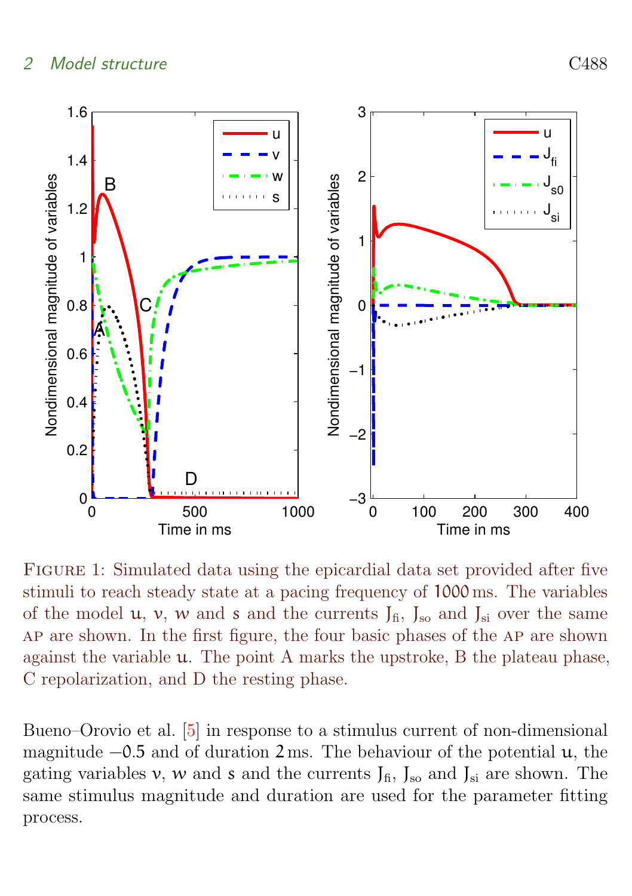Figure 1: Simulated data using the epicardial data set provided after five stimuli to reach steady state at a pacing frequency of 1000 ms. The variables of the model $u$, $v$, $w$ and $s$ and the currents $J_{fi}$, $J_{so}$ and $J_{si}$ over the same AP are shown. In the first figure, the four basic phases of the AP are shown against the variable $u$. The point A marks the upstroke, B the plateau phase, C repolarization, and D the resting phase.

Bueno–Orovio et al. [5] in response to a stimulus current of non-dimensional magnitude $-0.5$ and of duration 2 ms. The behaviour of the potential $u$, the gating variables $v$, $w$ and $s$ and the currents $J_{fi}$, $J_{so}$ and $J_{si}$ are shown. The same stimulus magnitude and duration are used for the parameter fitting process.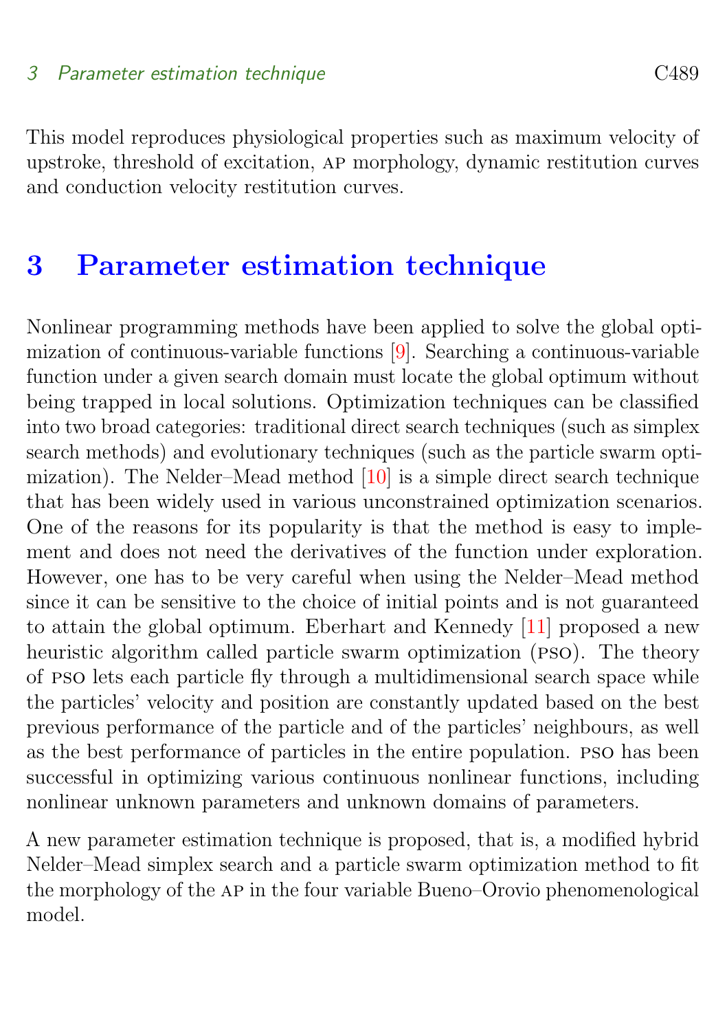This model reproduces physiological properties such as maximum velocity of upstroke, threshold of excitation, AP morphology, dynamic restitution curves and conduction velocity restitution curves.

# 3 Parameter estimation technique

Nonlinear programming methods have been applied to solve the global optimization of continuous-variable functions [9]. Searching a continuous-variable function under a given search domain must locate the global optimum without being trapped in local solutions. Optimization techniques can be classified into two broad categories: traditional direct search techniques (such as simplex search methods) and evolutionary techniques (such as the particle swarm optimization). The Nelder–Mead method [10] is a simple direct search technique that has been widely used in various unconstrained optimization scenarios. One of the reasons for its popularity is that the method is easy to implement and does not need the derivatives of the function under exploration. However, one has to be very careful when using the Nelder–Mead method since it can be sensitive to the choice of initial points and is not guaranteed to attain the global optimum. Eberhart and Kennedy [11] proposed a new heuristic algorithm called particle swarm optimization (PSO). The theory of PSO lets each particle fly through a multidimensional search space while the particles' velocity and position are constantly updated based on the best previous performance of the particle and of the particles' neighbours, as well as the best performance of particles in the entire population. PSO has been successful in optimizing various continuous nonlinear functions, including nonlinear unknown parameters and unknown domains of parameters.

A new parameter estimation technique is proposed, that is, a modified hybrid Nelder–Mead simplex search and a particle swarm optimization method to fit the morphology of the AP in the four variable Bueno–Orovio phenomenological model.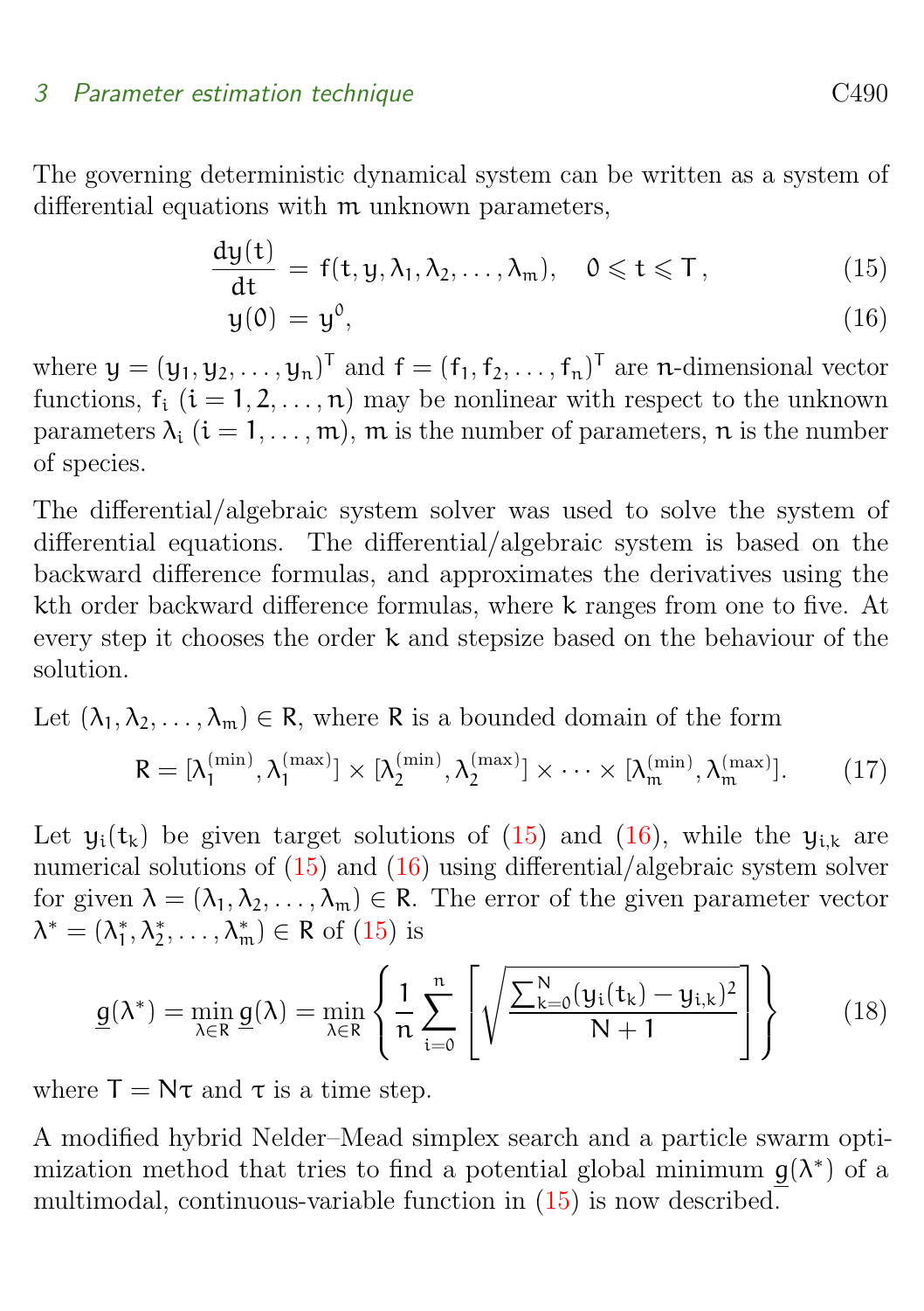The governing deterministic dynamical system can be written as a system of differential equations with $m$ unknown parameters,

$$\frac{dy(t)}{dt} = f(t, y, \lambda_1, \lambda_2, \dots, \lambda_m), \quad 0 \leqslant t \leqslant T, \tag{15}$$

$$y(0) = y^0, \tag{16}$$

where $y = (y_1, y_2, \dots, y_n)^T$ and $f = (f_1, f_2, \dots, f_n)^T$ are $n$-dimensional vector functions, $f_i$ ($i = 1, 2, \dots, n$) may be nonlinear with respect to the unknown parameters $\lambda_i$ ($i = 1, \dots, m$), $m$ is the number of parameters, $n$ is the number of species.

The differential/algebraic system solver was used to solve the system of differential equations. The differential/algebraic system is based on the backward difference formulas, and approximates the derivatives using the $k$th order backward difference formulas, where $k$ ranges from one to five. At every step it chooses the order $k$ and stepsize based on the behaviour of the solution.

Let $(\lambda_1, \lambda_2, \dots, \lambda_m) \in R$, where $R$ is a bounded domain of the form

$$R = [\lambda_1^{(\min)}, \lambda_1^{(\max)}] \times [\lambda_2^{(\min)}, \lambda_2^{(\max)}] \times \cdots \times [\lambda_m^{(\min)}, \lambda_m^{(\max)}]. \tag{17}$$

Let $y_i(t_k)$ be given target solutions of (15) and (16), while the $y_{i,k}$ are numerical solutions of (15) and (16) using differential/algebraic system solver for given $\lambda = (\lambda_1, \lambda_2, \dots, \lambda_m) \in R$. The error of the given parameter vector $\lambda^* = (\lambda_1^*, \lambda_2^*, \dots, \lambda_m^*) \in R$ of (15) is

$$\underline{g}(\lambda^*) = \min_{\lambda \in R} \underline{g}(\lambda) = \min_{\lambda \in R} \left\{ \frac{1}{n} \sum_{i=0}^{n} \left[ \sqrt{\frac{\sum_{k=0}^{N} (y_i(t_k) - y_{i,k})^2}{N+1}} \right] \right\} \tag{18}$$

where $T = N\tau$ and $\tau$ is a time step.

A modified hybrid Nelder–Mead simplex search and a particle swarm optimization method that tries to find a potential global minimum $\underline{g}(\lambda^*)$ of a multimodal, continuous-variable function in (15) is now described.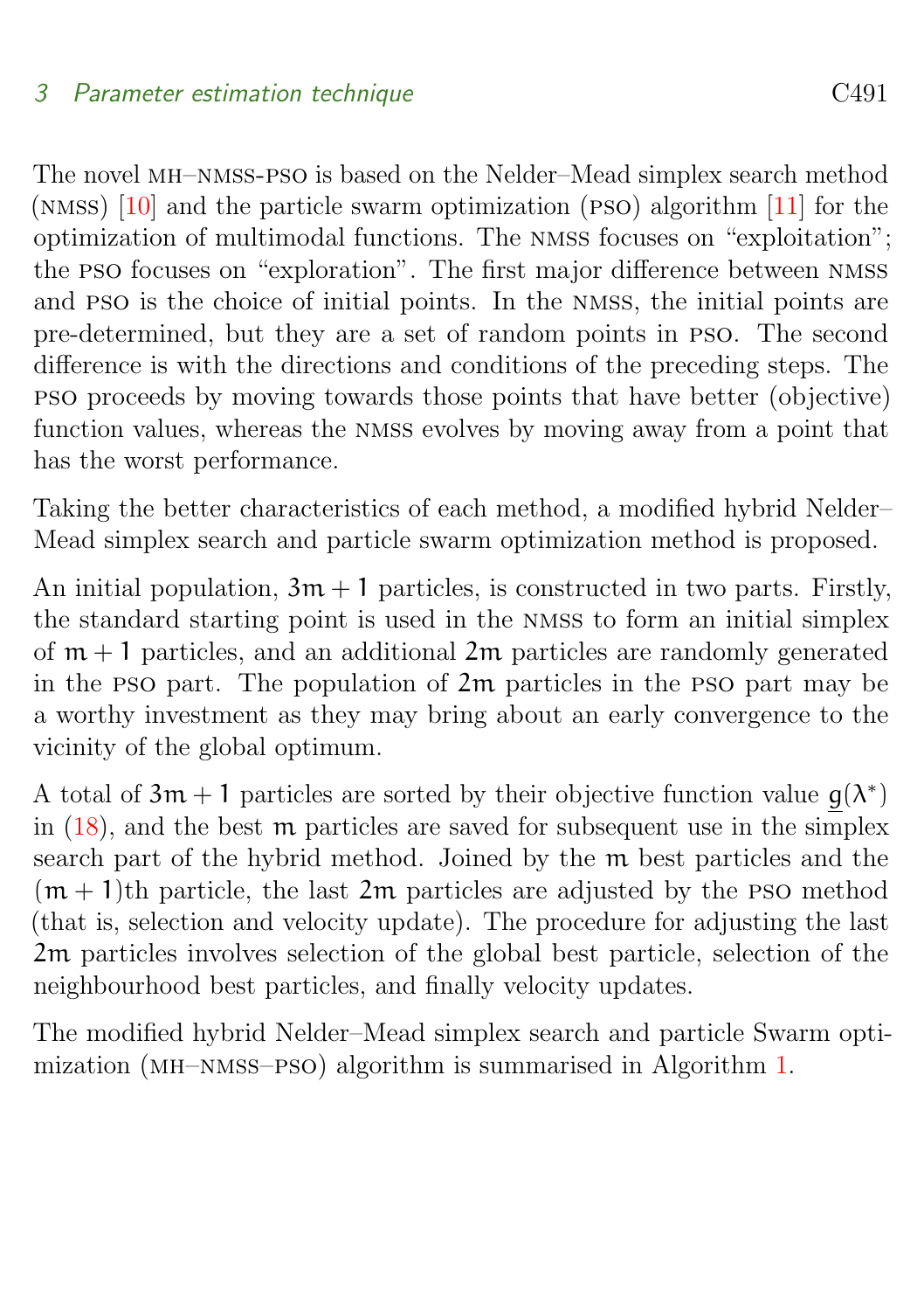The novel MH–NMSS-PSO is based on the Nelder–Mead simplex search method (NMSS) [10] and the particle swarm optimization (PSO) algorithm [11] for the optimization of multimodal functions. The NMSS focuses on "exploitation"; the PSO focuses on "exploration". The first major difference between NMSS and PSO is the choice of initial points. In the NMSS, the initial points are pre-determined, but they are a set of random points in PSO. The second difference is with the directions and conditions of the preceding steps. The PSO proceeds by moving towards those points that have better (objective) function values, whereas the NMSS evolves by moving away from a point that has the worst performance.

Taking the better characteristics of each method, a modified hybrid Nelder–Mead simplex search and particle swarm optimization method is proposed.

An initial population, $3m + 1$ particles, is constructed in two parts. Firstly, the standard starting point is used in the NMSS to form an initial simplex of $m + 1$ particles, and an additional $2m$ particles are randomly generated in the PSO part. The population of $2m$ particles in the PSO part may be a worthy investment as they may bring about an early convergence to the vicinity of the global optimum.

A total of $3m + 1$ particles are sorted by their objective function value $\underline{g}(\lambda^*)$ in (18), and the best $m$ particles are saved for subsequent use in the simplex search part of the hybrid method. Joined by the $m$ best particles and the $(m + 1)$th particle, the last $2m$ particles are adjusted by the PSO method (that is, selection and velocity update). The procedure for adjusting the last $2m$ particles involves selection of the global best particle, selection of the neighbourhood best particles, and finally velocity updates.

The modified hybrid Nelder–Mead simplex search and particle Swarm optimization (MH–NMSS–PSO) algorithm is summarised in Algorithm 1.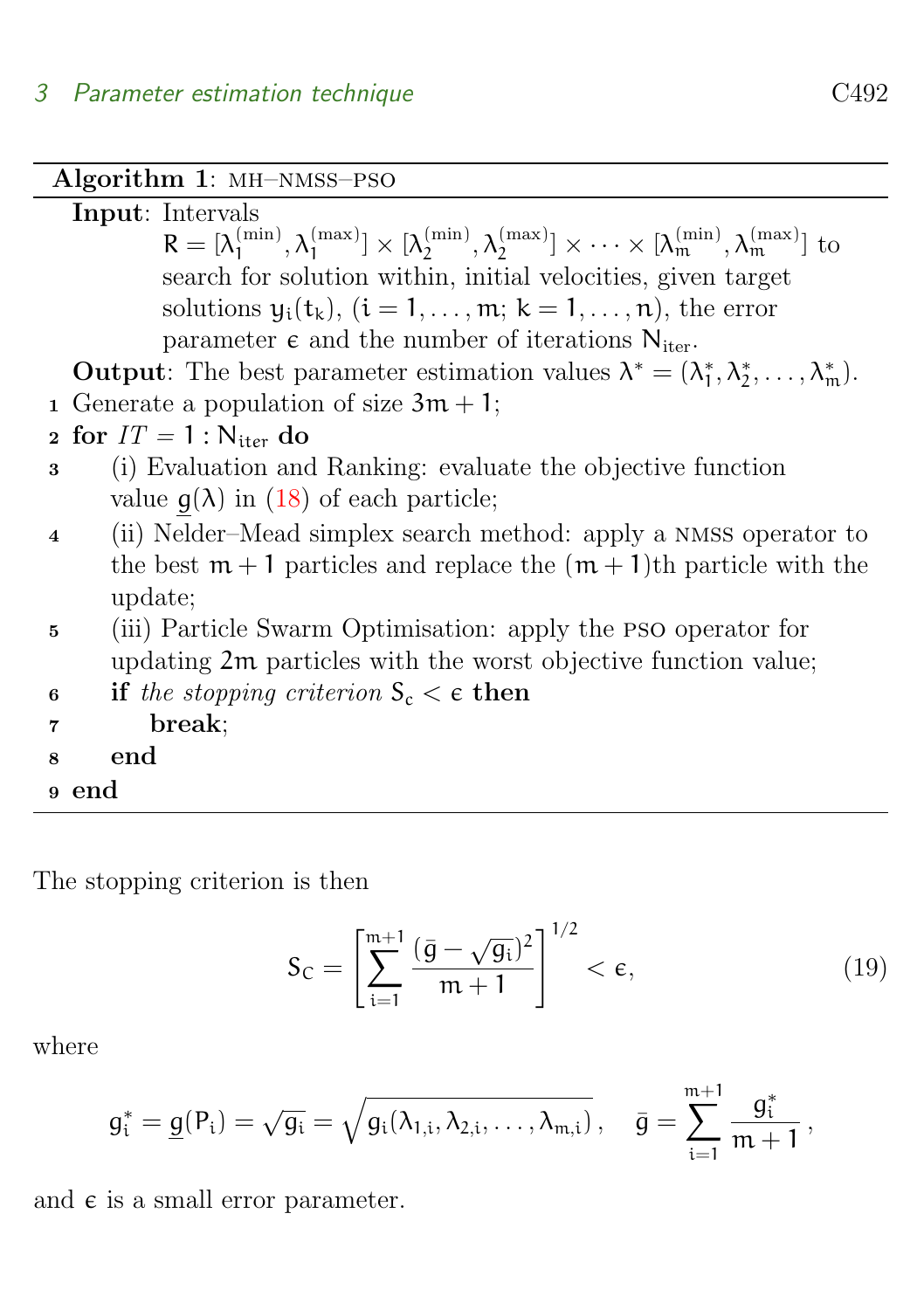**Algorithm 1**: MH–NMSS–PSO

**Input**: Intervals $R = [\lambda_1^{(\min)}, \lambda_1^{(\max)}] \times [\lambda_2^{(\min)}, \lambda_2^{(\max)}] \times \cdots \times [\lambda_m^{(\min)}, \lambda_m^{(\max)}]$ to search for solution within, initial velocities, given target solutions $y_i(t_k)$, $(i = 1, \ldots, m;\ k = 1, \ldots, n)$, the error parameter $\epsilon$ and the number of iterations $N_{\text{iter}}$.

**Output**: The best parameter estimation values $\lambda^* = (\lambda_1^*, \lambda_2^*, \ldots, \lambda_m^*)$.

1. Generate a population of size $3m + 1$;
2. **for** $IT = 1 : N_{\text{iter}}$ **do**
3. &nbsp;&nbsp;&nbsp;&nbsp;(i) Evaluation and Ranking: evaluate the objective function value $\underline{g}(\lambda)$ in (18) of each particle;
4. &nbsp;&nbsp;&nbsp;&nbsp;(ii) Nelder–Mead simplex search method: apply a NMSS operator to the best $m + 1$ particles and replace the $(m + 1)$th particle with the update;
5. &nbsp;&nbsp;&nbsp;&nbsp;(iii) Particle Swarm Optimisation: apply the PSO operator for updating $2m$ particles with the worst objective function value;
6. &nbsp;&nbsp;&nbsp;&nbsp;**if** *the stopping criterion* $S_c < \epsilon$ **then**
7. &nbsp;&nbsp;&nbsp;&nbsp;&nbsp;&nbsp;&nbsp;&nbsp;**break**;
8. &nbsp;&nbsp;&nbsp;&nbsp;**end**
9. **end**

The stopping criterion is then

$$S_C = \left[ \sum_{i=1}^{m+1} \frac{(\bar{g} - \sqrt{g_i})^2}{m + 1} \right]^{1/2} < \epsilon, \tag{19}$$

where

$$g_i^* = \underline{g}(P_i) = \sqrt{g_i} = \sqrt{g_i(\lambda_{1,i}, \lambda_{2,i}, \ldots, \lambda_{m,i})}\,, \quad \bar{g} = \sum_{i=1}^{m+1} \frac{g_i^*}{m + 1}\,,$$

and $\epsilon$ is a small error parameter.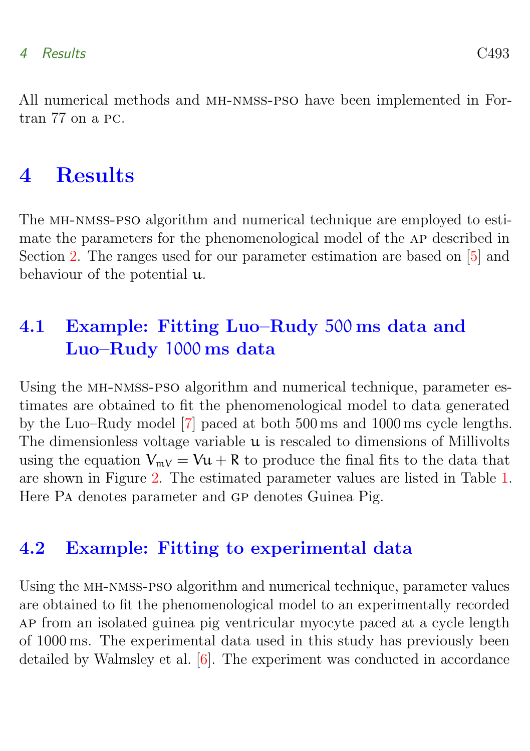All numerical methods and MH-NMSS-PSO have been implemented in Fortran 77 on a PC.

# 4 Results

The MH-NMSS-PSO algorithm and numerical technique are employed to estimate the parameters for the phenomenological model of the AP described in Section 2. The ranges used for our parameter estimation are based on [5] and behaviour of the potential $u$.

## 4.1 Example: Fitting Luo–Rudy 500 ms data and Luo–Rudy 1000 ms data

Using the MH-NMSS-PSO algorithm and numerical technique, parameter estimates are obtained to fit the phenomenological model to data generated by the Luo–Rudy model [7] paced at both 500 ms and 1000 ms cycle lengths. The dimensionless voltage variable $u$ is rescaled to dimensions of Millivolts using the equation $V_{mV} = Vu + R$ to produce the final fits to the data that are shown in Figure 2. The estimated parameter values are listed in Table 1. Here PA denotes parameter and GP denotes Guinea Pig.

## 4.2 Example: Fitting to experimental data

Using the MH-NMSS-PSO algorithm and numerical technique, parameter values are obtained to fit the phenomenological model to an experimentally recorded AP from an isolated guinea pig ventricular myocyte paced at a cycle length of 1000 ms. The experimental data used in this study has previously been detailed by Walmsley et al. [6]. The experiment was conducted in accordance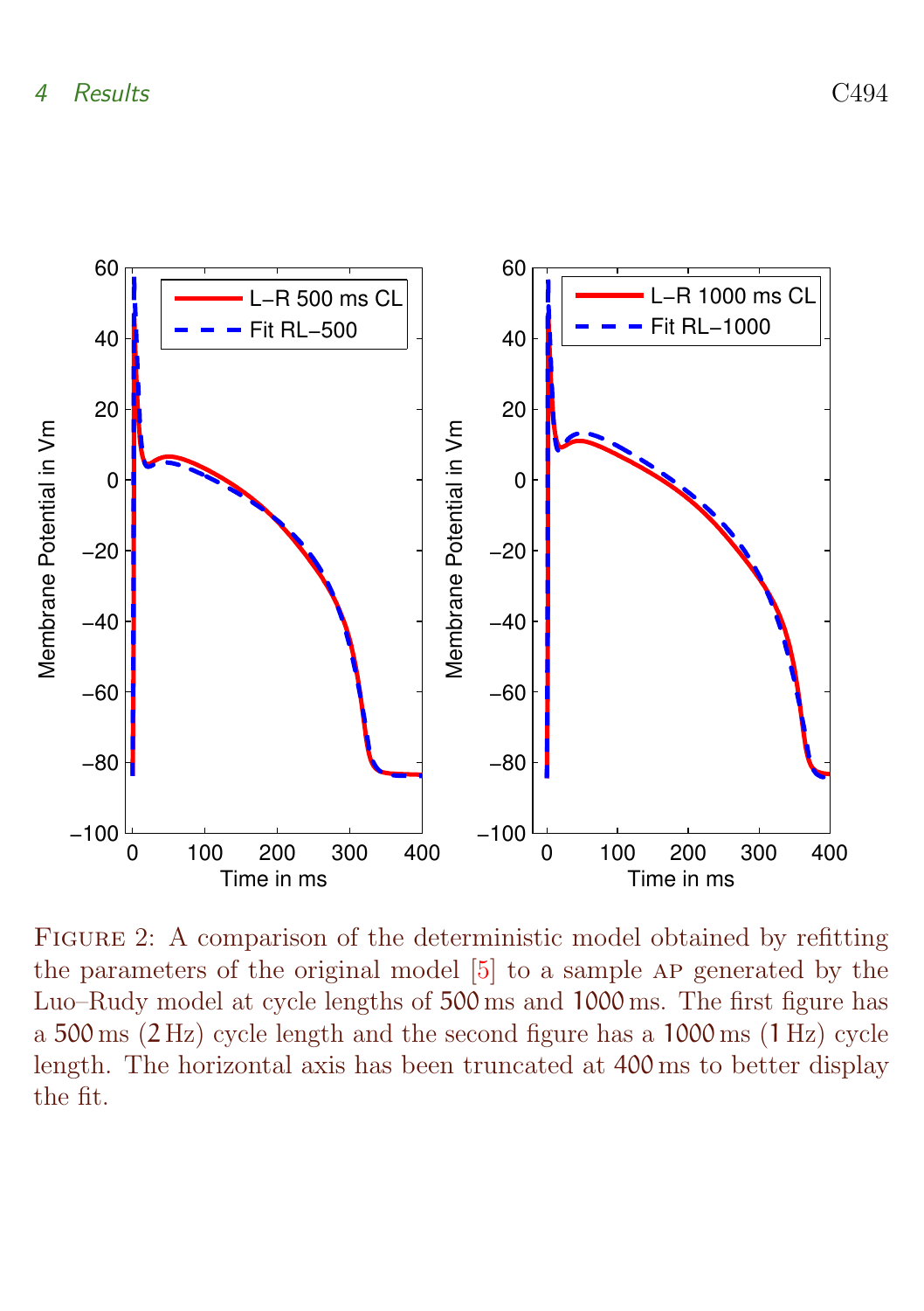FIGURE 2: A comparison of the deterministic model obtained by refitting the parameters of the original model [5] to a sample AP generated by the Luo–Rudy model at cycle lengths of 500 ms and 1000 ms. The first figure has a 500 ms (2 Hz) cycle length and the second figure has a 1000 ms (1 Hz) cycle length. The horizontal axis has been truncated at 400 ms to better display the fit.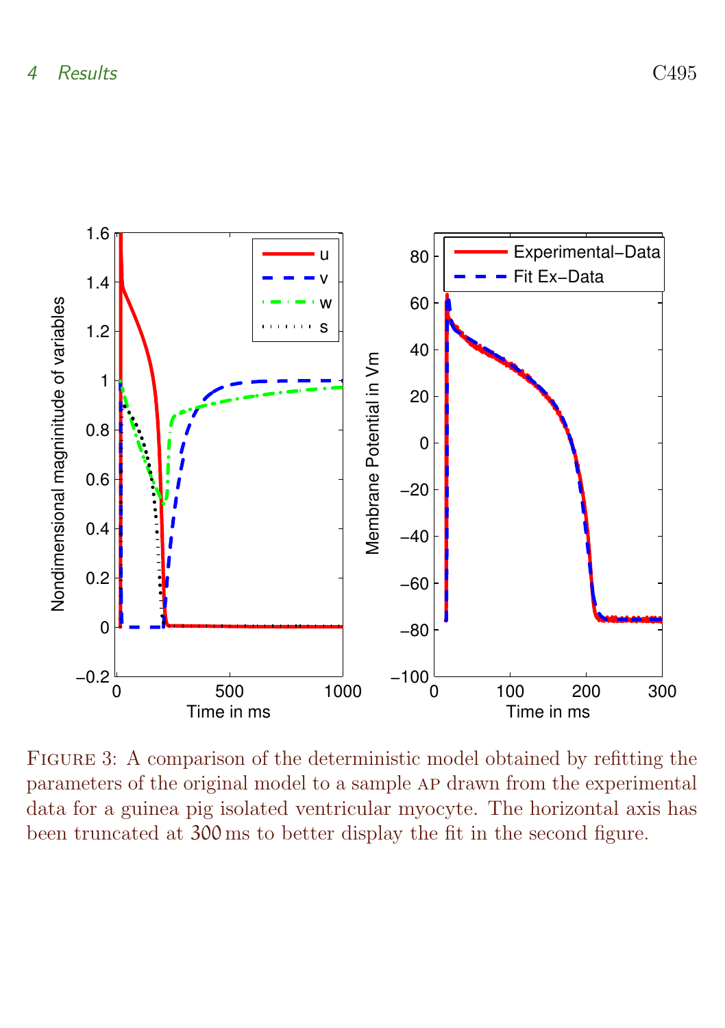Figure 3: A comparison of the deterministic model obtained by refitting the parameters of the original model to a sample AP drawn from the experimental data for a guinea pig isolated ventricular myocyte. The horizontal axis has been truncated at 300 ms to better display the fit in the second figure.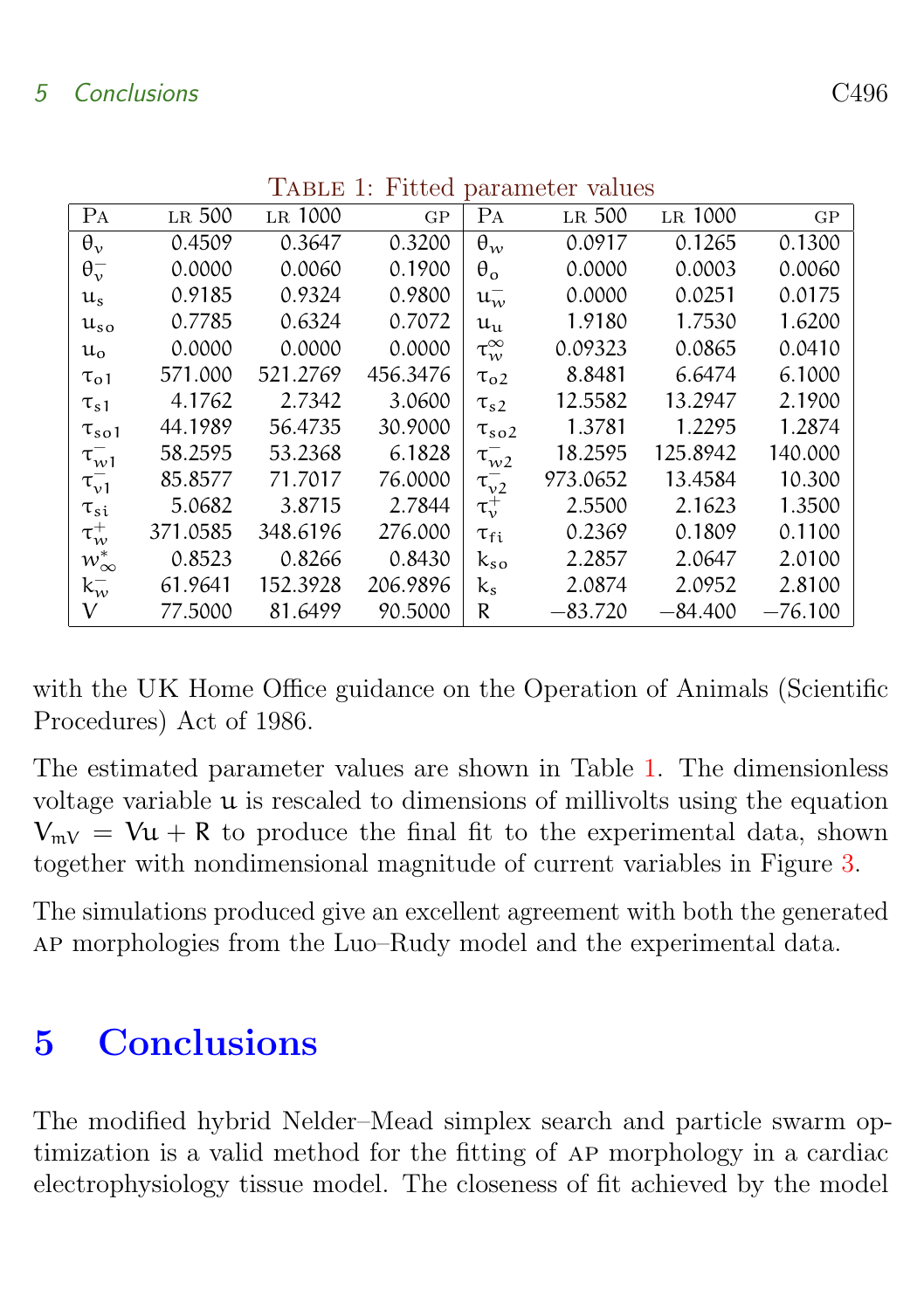Table 1: Fitted parameter values

| Pa | lr 500 | lr 1000 | gp | Pa | lr 500 | lr 1000 | gp |
|---|---|---|---|---|---|---|---|
| $\theta_v$ | 0.4509 | 0.3647 | 0.3200 | $\theta_w$ | 0.0917 | 0.1265 | 0.1300 |
| $\theta_v^-$ | 0.0000 | 0.0060 | 0.1900 | $\theta_o$ | 0.0000 | 0.0003 | 0.0060 |
| $u_s$ | 0.9185 | 0.9324 | 0.9800 | $u_w^-$ | 0.0000 | 0.0251 | 0.0175 |
| $u_{so}$ | 0.7785 | 0.6324 | 0.7072 | $u_u$ | 1.9180 | 1.7530 | 1.6200 |
| $u_o$ | 0.0000 | 0.0000 | 0.0000 | $\tau_w^\infty$ | 0.09323 | 0.0865 | 0.0410 |
| $\tau_{o1}$ | 571.000 | 521.2769 | 456.3476 | $\tau_{o2}$ | 8.8481 | 6.6474 | 6.1000 |
| $\tau_{s1}$ | 4.1762 | 2.7342 | 3.0600 | $\tau_{s2}$ | 12.5582 | 13.2947 | 2.1900 |
| $\tau_{so1}$ | 44.1989 | 56.4735 | 30.9000 | $\tau_{so2}$ | 1.3781 | 1.2295 | 1.2874 |
| $\tau_{w1}^-$ | 58.2595 | 53.2368 | 6.1828 | $\tau_{w2}^-$ | 18.2595 | 125.8942 | 140.000 |
| $\tau_{v1}^-$ | 85.8577 | 71.7017 | 76.0000 | $\tau_{v2}^-$ | 973.0652 | 13.4584 | 10.300 |
| $\tau_{si}$ | 5.0682 | 3.8715 | 2.7844 | $\tau_v^+$ | 2.5500 | 2.1623 | 1.3500 |
| $\tau_w^+$ | 371.0585 | 348.6196 | 276.000 | $\tau_{fi}$ | 0.2369 | 0.1809 | 0.1100 |
| $w_\infty^*$ | 0.8523 | 0.8266 | 0.8430 | $k_{so}$ | 2.2857 | 2.0647 | 2.0100 |
| $k_w^-$ | 61.9641 | 152.3928 | 206.9896 | $k_s$ | 2.0874 | 2.0952 | 2.8100 |
| $V$ | 77.5000 | 81.6499 | 90.5000 | $R$ | −83.720 | −84.400 | −76.100 |

with the UK Home Office guidance on the Operation of Animals (Scientific Procedures) Act of 1986.

The estimated parameter values are shown in Table 1. The dimensionless voltage variable $u$ is rescaled to dimensions of millivolts using the equation $V_{mV} = Vu + R$ to produce the final fit to the experimental data, shown together with nondimensional magnitude of current variables in Figure 3.

The simulations produced give an excellent agreement with both the generated AP morphologies from the Luo–Rudy model and the experimental data.

# 5 Conclusions

The modified hybrid Nelder–Mead simplex search and particle swarm optimization is a valid method for the fitting of AP morphology in a cardiac electrophysiology tissue model. The closeness of fit achieved by the model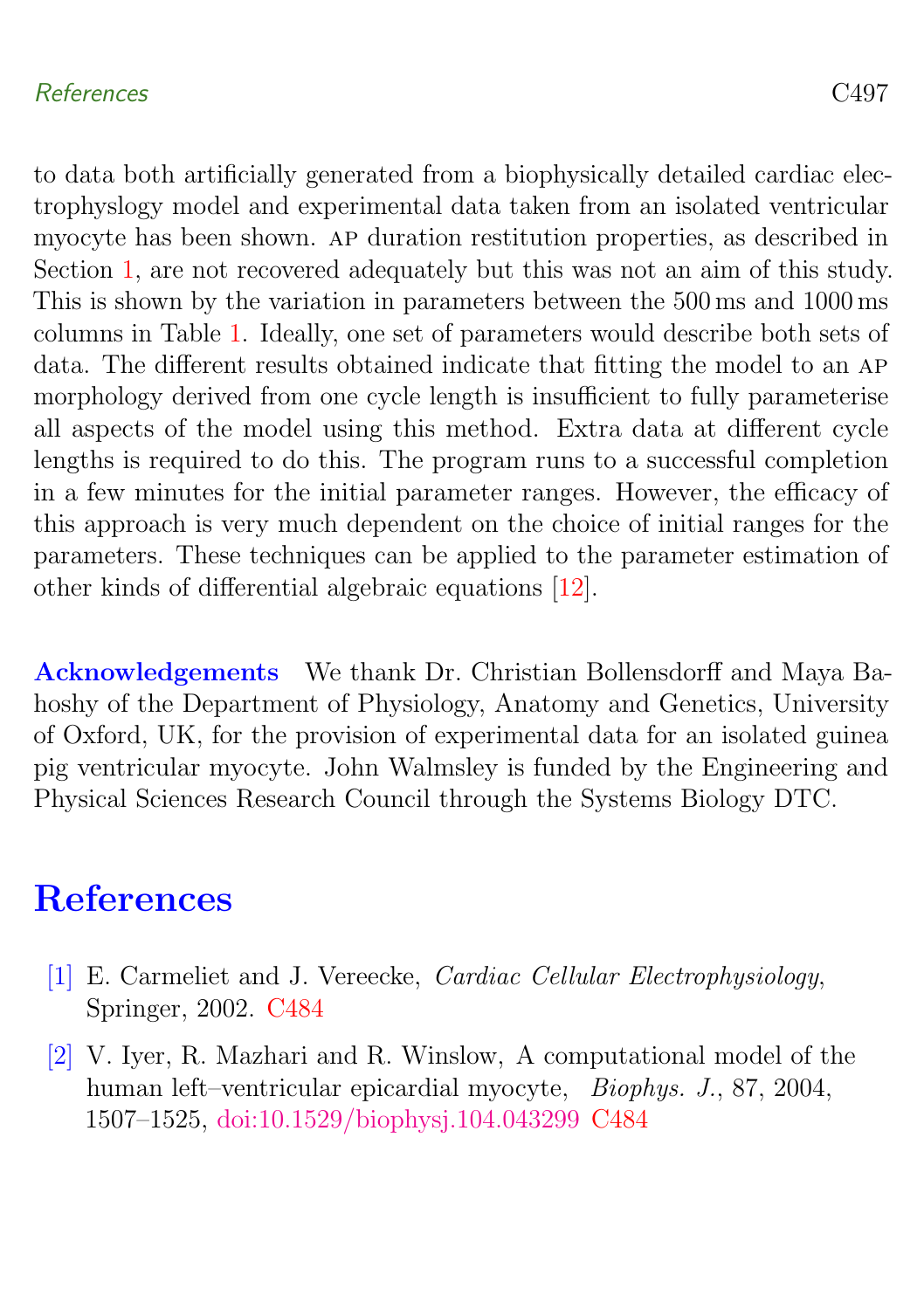to data both artificially generated from a biophysically detailed cardiac electrophyslogy model and experimental data taken from an isolated ventricular myocyte has been shown. AP duration restitution properties, as described in Section 1, are not recovered adequately but this was not an aim of this study. This is shown by the variation in parameters between the 500 ms and 1000 ms columns in Table 1. Ideally, one set of parameters would describe both sets of data. The different results obtained indicate that fitting the model to an AP morphology derived from one cycle length is insufficient to fully parameterise all aspects of the model using this method. Extra data at different cycle lengths is required to do this. The program runs to a successful completion in a few minutes for the initial parameter ranges. However, the efficacy of this approach is very much dependent on the choice of initial ranges for the parameters. These techniques can be applied to the parameter estimation of other kinds of differential algebraic equations [12].

**Acknowledgements** We thank Dr. Christian Bollensdorff and Maya Bahoshy of the Department of Physiology, Anatomy and Genetics, University of Oxford, UK, for the provision of experimental data for an isolated guinea pig ventricular myocyte. John Walmsley is funded by the Engineering and Physical Sciences Research Council through the Systems Biology DTC.

# References

[1] E. Carmeliet and J. Vereecke, *Cardiac Cellular Electrophysiology*, Springer, 2002. C484

[2] V. Iyer, R. Mazhari and R. Winslow, A computational model of the human left–ventricular epicardial myocyte, *Biophys. J.*, 87, 2004, 1507–1525, doi:10.1529/biophysj.104.043299 C484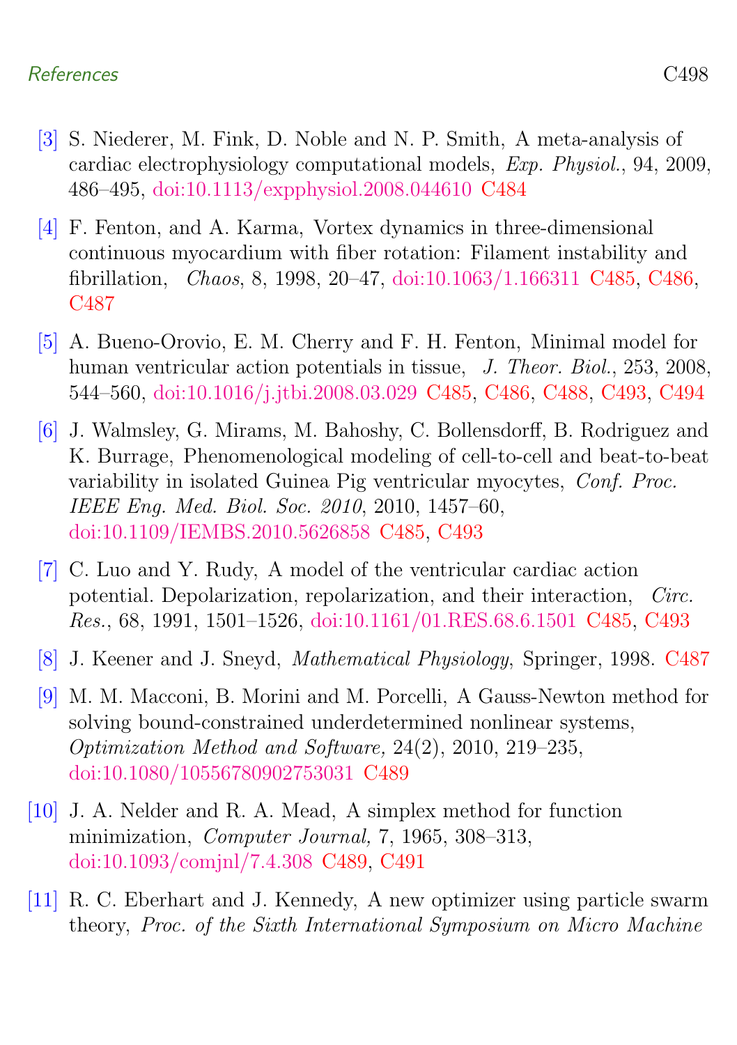[3] S. Niederer, M. Fink, D. Noble and N. P. Smith, A meta-analysis of cardiac electrophysiology computational models, *Exp. Physiol.*, 94, 2009, 486–495, doi:10.1113/expphysiol.2008.044610 C484

[4] F. Fenton, and A. Karma, Vortex dynamics in three-dimensional continuous myocardium with fiber rotation: Filament instability and fibrillation, *Chaos*, 8, 1998, 20–47, doi:10.1063/1.166311 C485, C486, C487

[5] A. Bueno-Orovio, E. M. Cherry and F. H. Fenton, Minimal model for human ventricular action potentials in tissue, *J. Theor. Biol.*, 253, 2008, 544–560, doi:10.1016/j.jtbi.2008.03.029 C485, C486, C488, C493, C494

[6] J. Walmsley, G. Mirams, M. Bahoshy, C. Bollensdorff, B. Rodriguez and K. Burrage, Phenomenological modeling of cell-to-cell and beat-to-beat variability in isolated Guinea Pig ventricular myocytes, *Conf. Proc. IEEE Eng. Med. Biol. Soc. 2010*, 2010, 1457–60, doi:10.1109/IEMBS.2010.5626858 C485, C493

[7] C. Luo and Y. Rudy, A model of the ventricular cardiac action potential. Depolarization, repolarization, and their interaction, *Circ. Res.*, 68, 1991, 1501–1526, doi:10.1161/01.RES.68.6.1501 C485, C493

[8] J. Keener and J. Sneyd, *Mathematical Physiology*, Springer, 1998. C487

[9] M. M. Macconi, B. Morini and M. Porcelli, A Gauss-Newton method for solving bound-constrained underdetermined nonlinear systems, *Optimization Method and Software,* 24(2), 2010, 219–235, doi:10.1080/10556780902753031 C489

[10] J. A. Nelder and R. A. Mead, A simplex method for function minimization, *Computer Journal,* 7, 1965, 308–313, doi:10.1093/comjnl/7.4.308 C489, C491

[11] R. C. Eberhart and J. Kennedy, A new optimizer using particle swarm theory, *Proc. of the Sixth International Symposium on Micro Machine*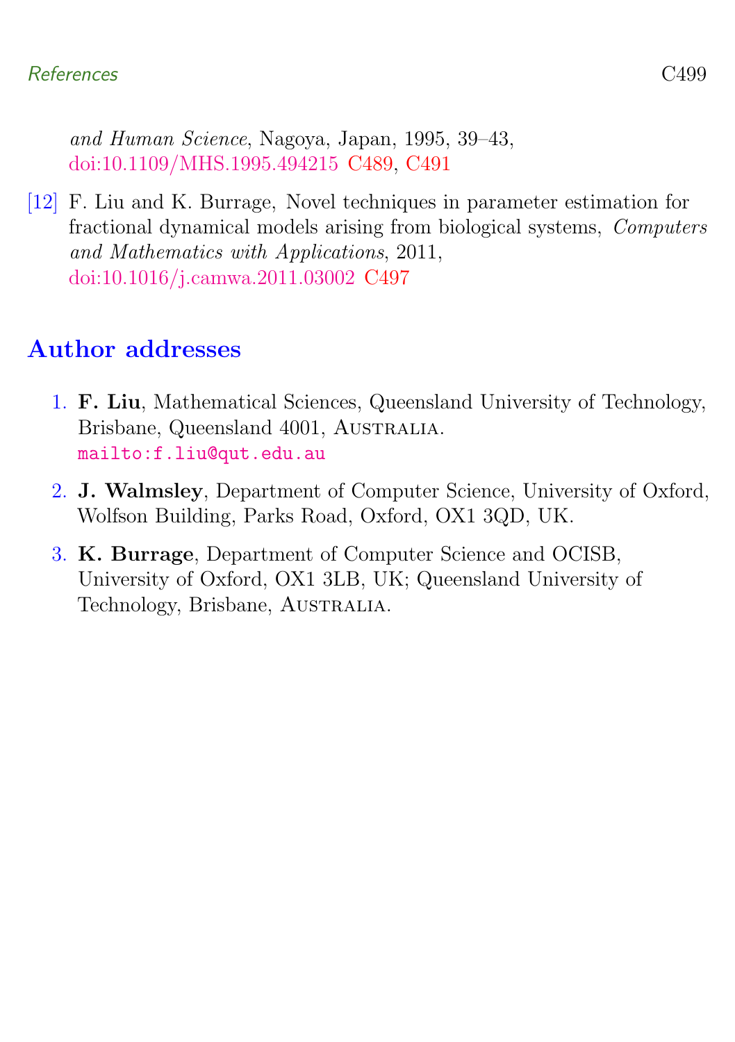*and Human Science*, Nagoya, Japan, 1995, 39–43, doi:10.1109/MHS.1995.494215 C489, C491

[12] F. Liu and K. Burrage, Novel techniques in parameter estimation for fractional dynamical models arising from biological systems, *Computers and Mathematics with Applications*, 2011, doi:10.1016/j.camwa.2011.03002 C497

## Author addresses

1. **F. Liu**, Mathematical Sciences, Queensland University of Technology, Brisbane, Queensland 4001, Australia.
   mailto:f.liu@qut.edu.au

2. **J. Walmsley**, Department of Computer Science, University of Oxford, Wolfson Building, Parks Road, Oxford, OX1 3QD, UK.

3. **K. Burrage**, Department of Computer Science and OCISB, University of Oxford, OX1 3LB, UK; Queensland University of Technology, Brisbane, Australia.